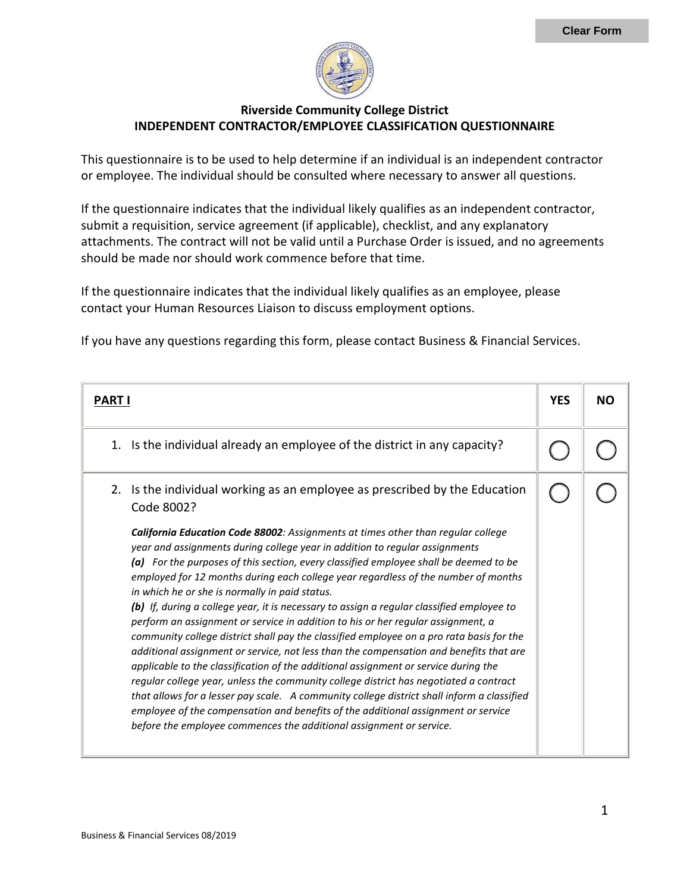Clear Form

**Riverside Community College District**
**INDEPENDENT CONTRACTOR/EMPLOYEE CLASSIFICATION QUESTIONNAIRE**

This questionnaire is to be used to help determine if an individual is an independent contractor or employee. The individual should be consulted where necessary to answer all questions.

If the questionnaire indicates that the individual likely qualifies as an independent contractor, submit a requisition, service agreement (if applicable), checklist, and any explanatory attachments. The contract will not be valid until a Purchase Order is issued, and no agreements should be made nor should work commence before that time.

If the questionnaire indicates that the individual likely qualifies as an employee, please contact your Human Resources Liaison to discuss employment options.

If you have any questions regarding this form, please contact Business & Financial Services.

| PART I | YES | NO |
|---|---|---|
| 1. Is the individual already an employee of the district in any capacity? | ◯ | ◯ |
| 2. Is the individual working as an employee as prescribed by the Education Code 8002?<br><br>***California Education Code 88002****: Assignments at times other than regular college year and assignments during college year in addition to regular assignments*<br>***(a)*** *For the purposes of this section, every classified employee shall be deemed to be employed for 12 months during each college year regardless of the number of months in which he or she is normally in paid status.*<br>***(b)*** *If, during a college year, it is necessary to assign a regular classified employee to perform an assignment or service in addition to his or her regular assignment, a community college district shall pay the classified employee on a pro rata basis for the additional assignment or service, not less than the compensation and benefits that are applicable to the classification of the additional assignment or service during the regular college year, unless the community college district has negotiated a contract that allows for a lesser pay scale. A community college district shall inform a classified employee of the compensation and benefits of the additional assignment or service before the employee commences the additional assignment or service.* | ◯ | ◯ |

Business & Financial Services 08/2019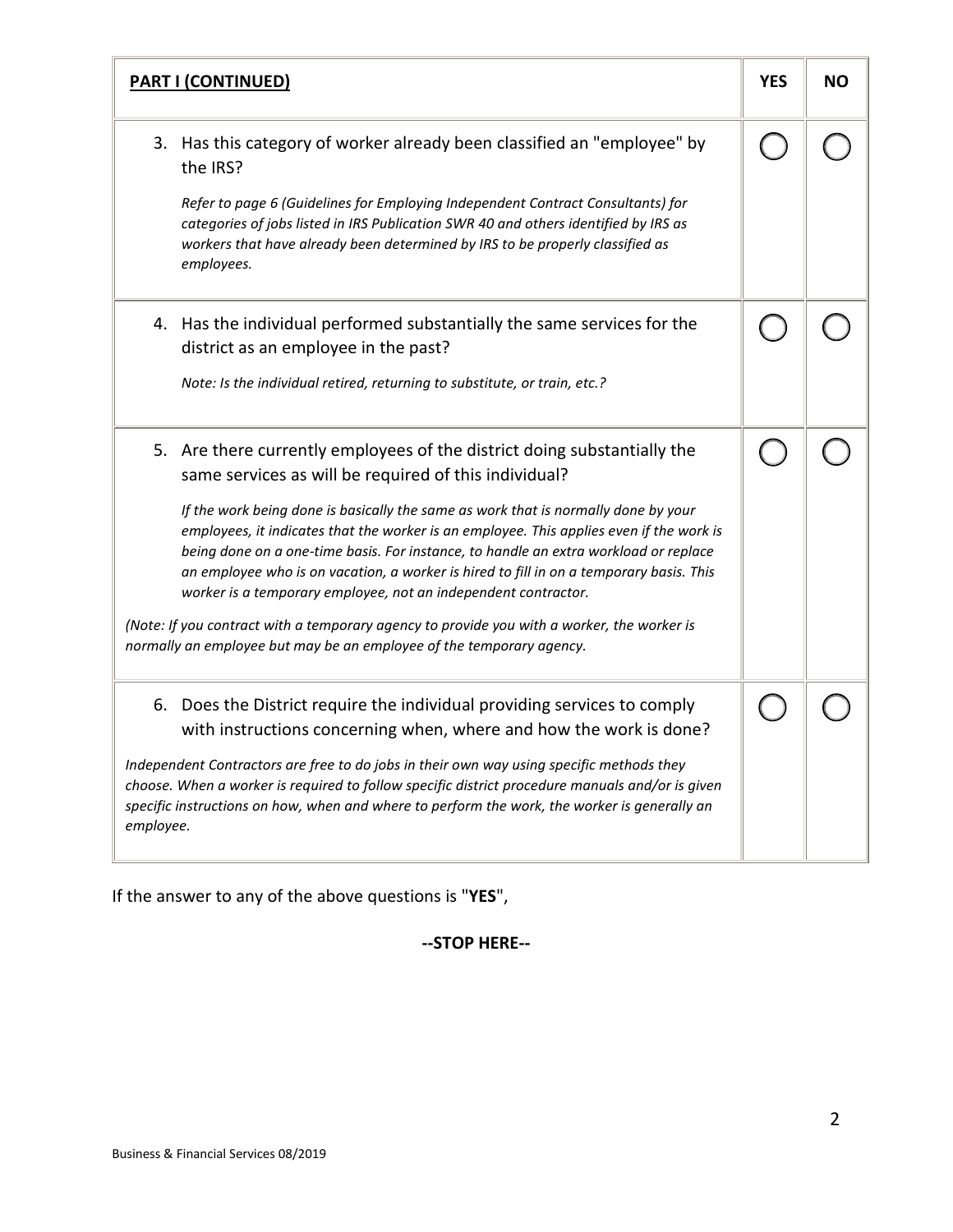| **PART I (CONTINUED)** | **YES** | **NO** |
|---|---|---|
| 3. Has this category of worker already been classified an "employee" by the IRS?<br><br>*Refer to page 6 (Guidelines for Employing Independent Contract Consultants) for categories of jobs listed in IRS Publication SWR 40 and others identified by IRS as workers that have already been determined by IRS to be properly classified as employees.* | ◯ | ◯ |
| 4. Has the individual performed substantially the same services for the district as an employee in the past?<br><br>*Note: Is the individual retired, returning to substitute, or train, etc.?* | ◯ | ◯ |
| 5. Are there currently employees of the district doing substantially the same services as will be required of this individual?<br><br>*If the work being done is basically the same as work that is normally done by your employees, it indicates that the worker is an employee. This applies even if the work is being done on a one-time basis. For instance, to handle an extra workload or replace an employee who is on vacation, a worker is hired to fill in on a temporary basis. This worker is a temporary employee, not an independent contractor.*<br><br>*(Note: If you contract with a temporary agency to provide you with a worker, the worker is normally an employee but may be an employee of the temporary agency.* | ◯ | ◯ |
| 6. Does the District require the individual providing services to comply with instructions concerning when, where and how the work is done?<br><br>*Independent Contractors are free to do jobs in their own way using specific methods they choose. When a worker is required to follow specific district procedure manuals and/or is given specific instructions on how, when and where to perform the work, the worker is generally an employee.* | ◯ | ◯ |

If the answer to any of the above questions is "**YES**",

**--STOP HERE--**

Business & Financial Services 08/2019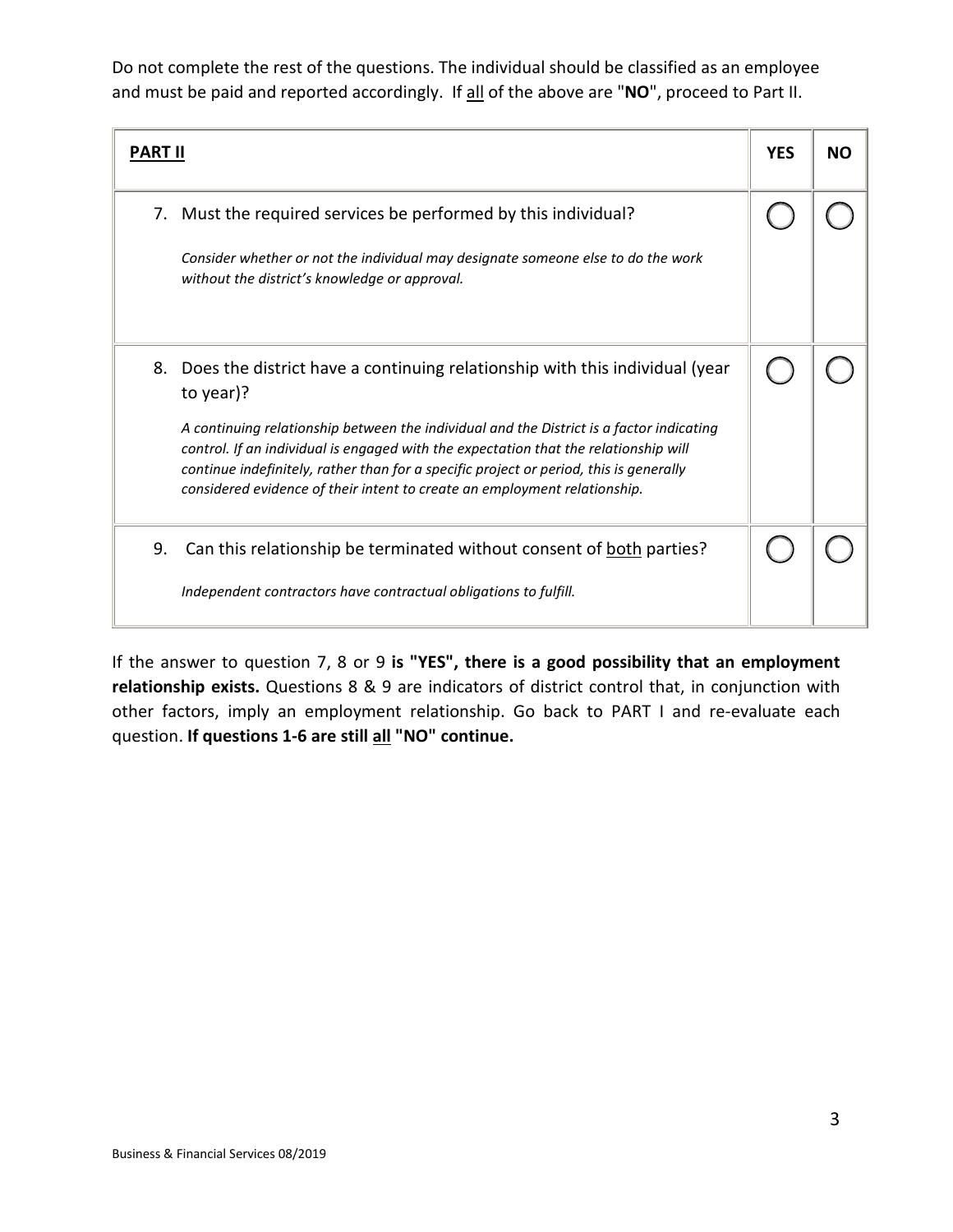Do not complete the rest of the questions. The individual should be classified as an employee and must be paid and reported accordingly. If <u>all</u> of the above are "**NO**", proceed to Part II.

| **<u>PART II</u>** | **YES** | **NO** |
|---|---|---|
| 7. Must the required services be performed by this individual?<br><br>*Consider whether or not the individual may designate someone else to do the work without the district's knowledge or approval.* | ◯ | ◯ |
| 8. Does the district have a continuing relationship with this individual (year to year)?<br><br>*A continuing relationship between the individual and the District is a factor indicating control. If an individual is engaged with the expectation that the relationship will continue indefinitely, rather than for a specific project or period, this is generally considered evidence of their intent to create an employment relationship.* | ◯ | ◯ |
| 9. Can this relationship be terminated without consent of <u>both</u> parties?<br><br>*Independent contractors have contractual obligations to fulfill.* | ◯ | ◯ |

If the answer to question 7, 8 or 9 **is "YES", there is a good possibility that an employment relationship exists.** Questions 8 & 9 are indicators of district control that, in conjunction with other factors, imply an employment relationship. Go back to PART I and re-evaluate each question. **If questions 1-6 are still <u>all</u> "NO" continue.**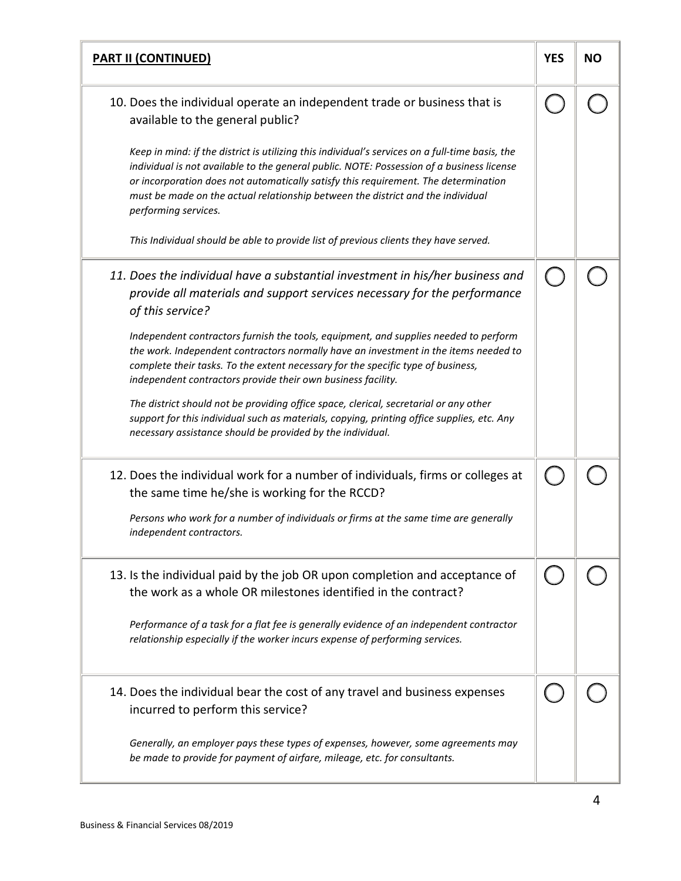| **PART II (CONTINUED)** | **YES** | **NO** |
|---|---|---|
| 10. Does the individual operate an independent trade or business that is available to the general public?<br><br>*Keep in mind: if the district is utilizing this individual's services on a full-time basis, the individual is not available to the general public. NOTE: Possession of a business license or incorporation does not automatically satisfy this requirement. The determination must be made on the actual relationship between the district and the individual performing services.*<br><br>*This Individual should be able to provide list of previous clients they have served.* | ◯ | ◯ |
| *11. Does the individual have a substantial investment in his/her business and provide all materials and support services necessary for the performance of this service?*<br><br>*Independent contractors furnish the tools, equipment, and supplies needed to perform the work. Independent contractors normally have an investment in the items needed to complete their tasks. To the extent necessary for the specific type of business, independent contractors provide their own business facility.*<br><br>*The district should not be providing office space, clerical, secretarial or any other support for this individual such as materials, copying, printing office supplies, etc. Any necessary assistance should be provided by the individual.* | ◯ | ◯ |
| 12. Does the individual work for a number of individuals, firms or colleges at the same time he/she is working for the RCCD?<br><br>*Persons who work for a number of individuals or firms at the same time are generally independent contractors.* | ◯ | ◯ |
| 13. Is the individual paid by the job OR upon completion and acceptance of the work as a whole OR milestones identified in the contract?<br><br>*Performance of a task for a flat fee is generally evidence of an independent contractor relationship especially if the worker incurs expense of performing services.* | ◯ | ◯ |
| 14. Does the individual bear the cost of any travel and business expenses incurred to perform this service?<br><br>*Generally, an employer pays these types of expenses, however, some agreements may be made to provide for payment of airfare, mileage, etc. for consultants.* | ◯ | ◯ |

Business & Financial Services 08/2019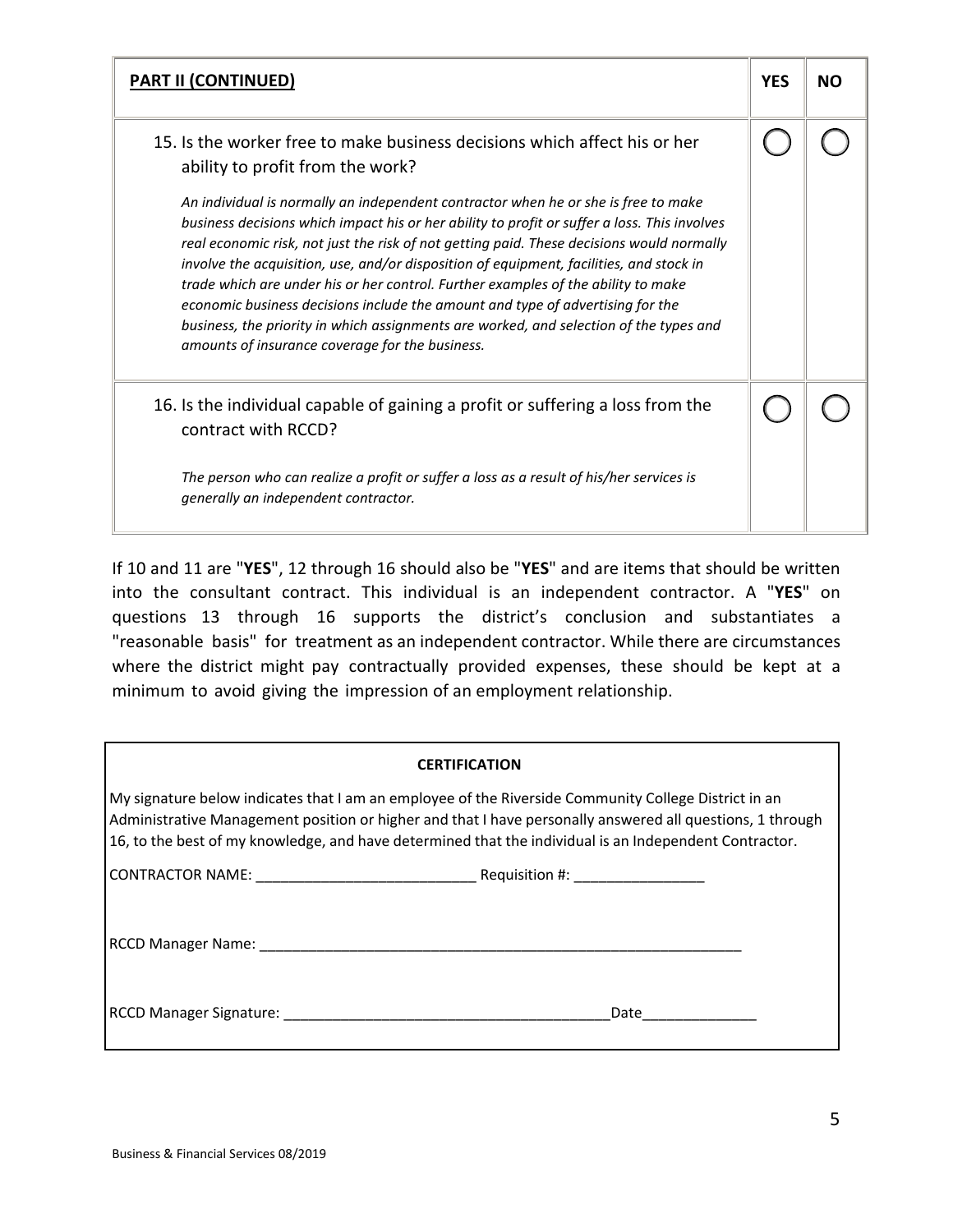| **PART II (CONTINUED)** | **YES** | **NO** |
|---|---|---|
| 15. Is the worker free to make business decisions which affect his or her ability to profit from the work?<br><br>*An individual is normally an independent contractor when he or she is free to make business decisions which impact his or her ability to profit or suffer a loss. This involves real economic risk, not just the risk of not getting paid. These decisions would normally involve the acquisition, use, and/or disposition of equipment, facilities, and stock in trade which are under his or her control. Further examples of the ability to make economic business decisions include the amount and type of advertising for the business, the priority in which assignments are worked, and selection of the types and amounts of insurance coverage for the business.* | ◯ | ◯ |
| 16. Is the individual capable of gaining a profit or suffering a loss from the contract with RCCD?<br><br>*The person who can realize a profit or suffer a loss as a result of his/her services is generally an independent contractor.* | ◯ | ◯ |

If 10 and 11 are "**YES**", 12 through 16 should also be "**YES**" and are items that should be written into the consultant contract. This individual is an independent contractor. A "**YES**" on questions 13 through 16 supports the district's conclusion and substantiates a "reasonable basis" for treatment as an independent contractor. While there are circumstances where the district might pay contractually provided expenses, these should be kept at a minimum to avoid giving the impression of an employment relationship.

**CERTIFICATION**

My signature below indicates that I am an employee of the Riverside Community College District in an Administrative Management position or higher and that I have personally answered all questions, 1 through 16, to the best of my knowledge, and have determined that the individual is an Independent Contractor.

CONTRACTOR NAME: ___________________________ Requisition #: ________________

RCCD Manager Name: ______________________________________________________________

RCCD Manager Signature: ________________________________________Date______________

Business & Financial Services 08/2019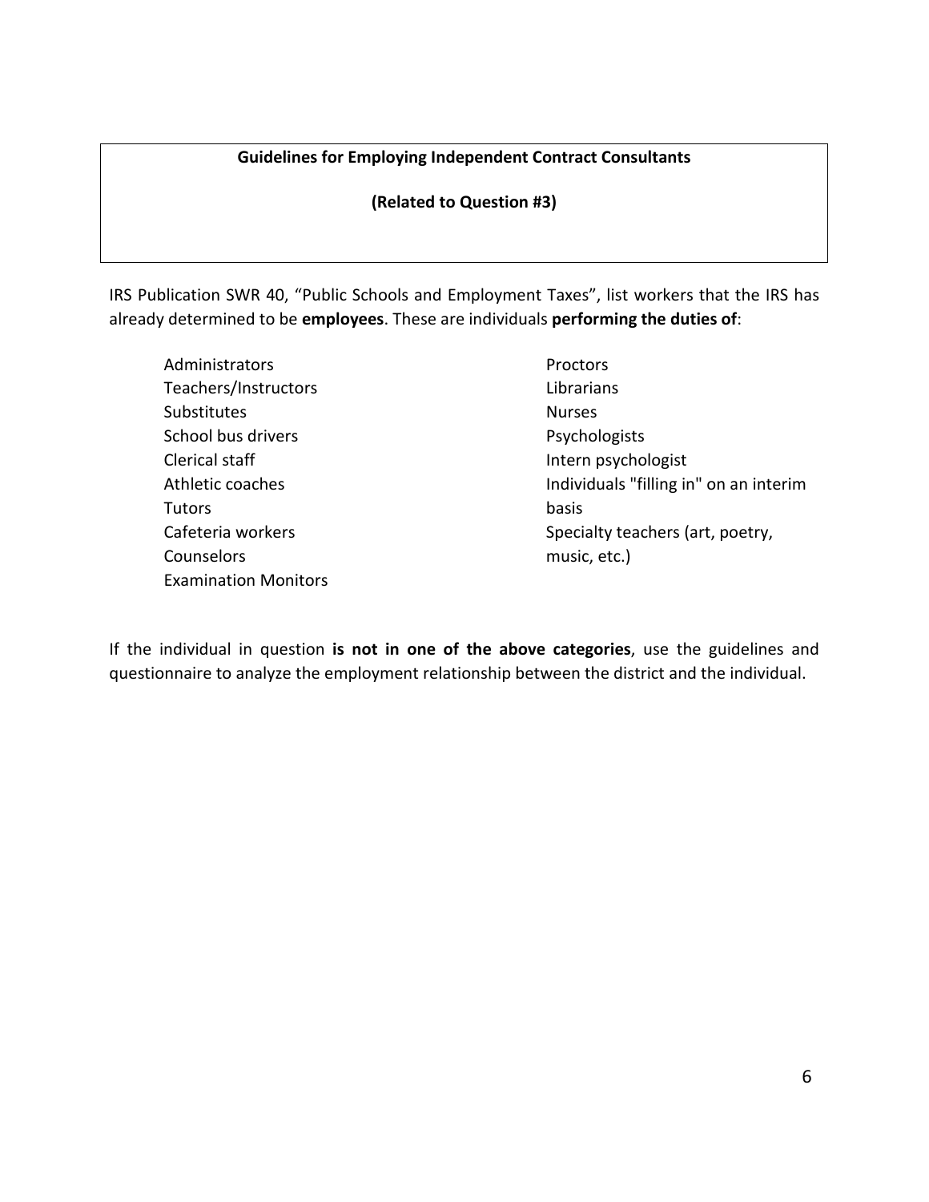**Guidelines for Employing Independent Contract Consultants**

**(Related to Question #3)**

IRS Publication SWR 40, "Public Schools and Employment Taxes", list workers that the IRS has already determined to be **employees**. These are individuals **performing the duties of**:

- Administrators
- Teachers/Instructors
- Substitutes
- School bus drivers
- Clerical staff
- Athletic coaches
- Tutors
- Cafeteria workers
- Counselors
- Examination Monitors
- Proctors
- Librarians
- Nurses
- Psychologists
- Intern psychologist
- Individuals "filling in" on an interim basis
- Specialty teachers (art, poetry, music, etc.)

If the individual in question **is not in one of the above categories**, use the guidelines and questionnaire to analyze the employment relationship between the district and the individual.